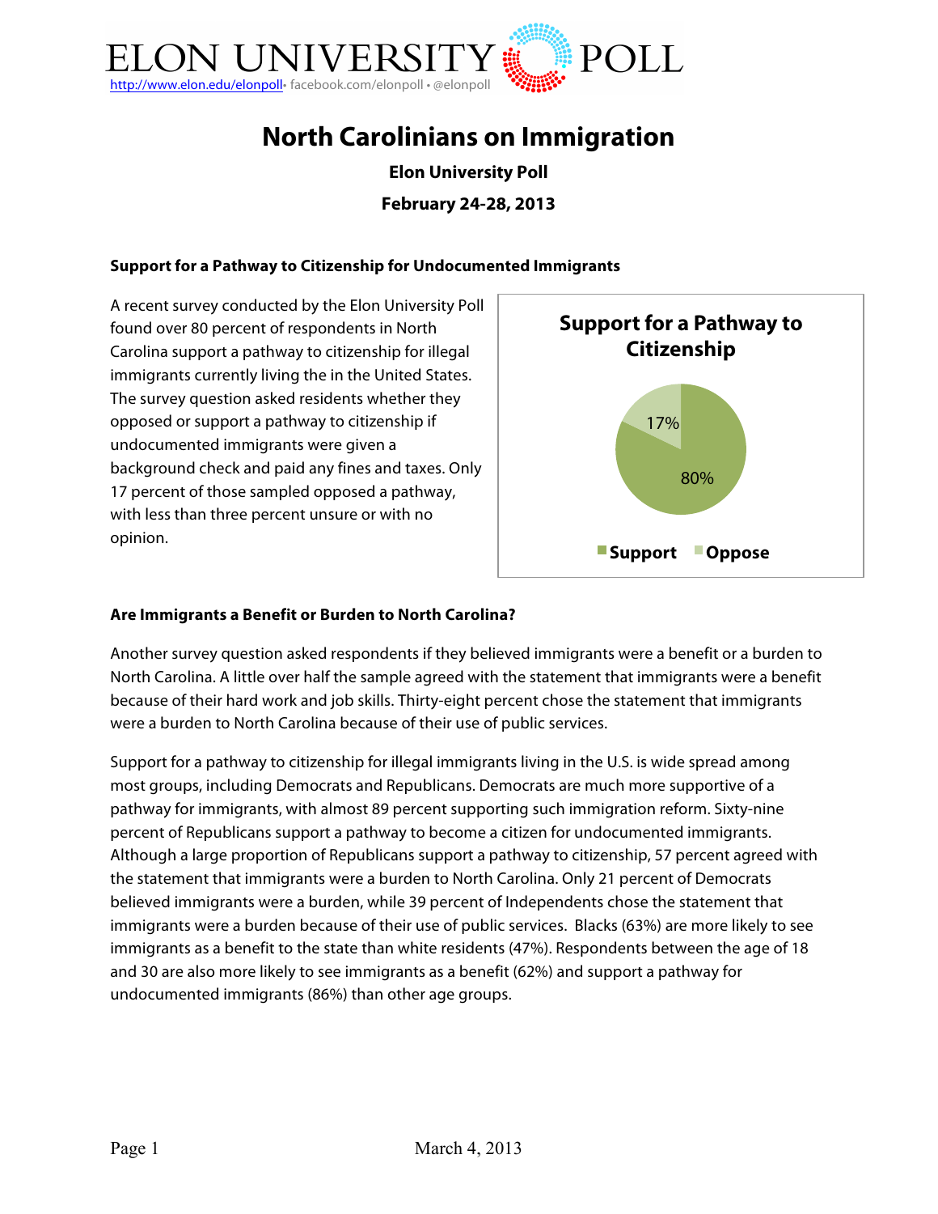ELON UNIVERSITY POLL

http://www.elon.edu/elonpoll• facebook.com/elonpoll • @elonpoll

# North Carolinians on Immigration

**Elon University Poll**

**February 24-28, 2013**

### Support for a Pathway to Citizenship for Undocumented Immigrants

A recent survey conducted by the Elon University Poll found over 80 percent of respondents in North Carolina support a pathway to citizenship for illegal immigrants currently living the in the United States. The survey question asked residents whether they opposed or support a pathway to citizenship if undocumented immigrants were given a background check and paid any fines and taxes. Only 17 percent of those sampled opposed a pathway, with less than three percent unsure or with no opinion.

**Support for a Pathway to Citizenship**

| | % |
|---|---|
| Support | 80% |
| Oppose | 17% |

### Are Immigrants a Benefit or Burden to North Carolina?

Another survey question asked respondents if they believed immigrants were a benefit or a burden to North Carolina. A little over half the sample agreed with the statement that immigrants were a benefit because of their hard work and job skills. Thirty-eight percent chose the statement that immigrants were a burden to North Carolina because of their use of public services.

Support for a pathway to citizenship for illegal immigrants living in the U.S. is wide spread among most groups, including Democrats and Republicans. Democrats are much more supportive of a pathway for immigrants, with almost 89 percent supporting such immigration reform. Sixty-nine percent of Republicans support a pathway to become a citizen for undocumented immigrants. Although a large proportion of Republicans support a pathway to citizenship, 57 percent agreed with the statement that immigrants were a burden to North Carolina. Only 21 percent of Democrats believed immigrants were a burden, while 39 percent of Independents chose the statement that immigrants were a burden because of their use of public services. Blacks (63%) are more likely to see immigrants as a benefit to the state than white residents (47%). Respondents between the age of 18 and 30 are also more likely to see immigrants as a benefit (62%) and support a pathway for undocumented immigrants (86%) than other age groups.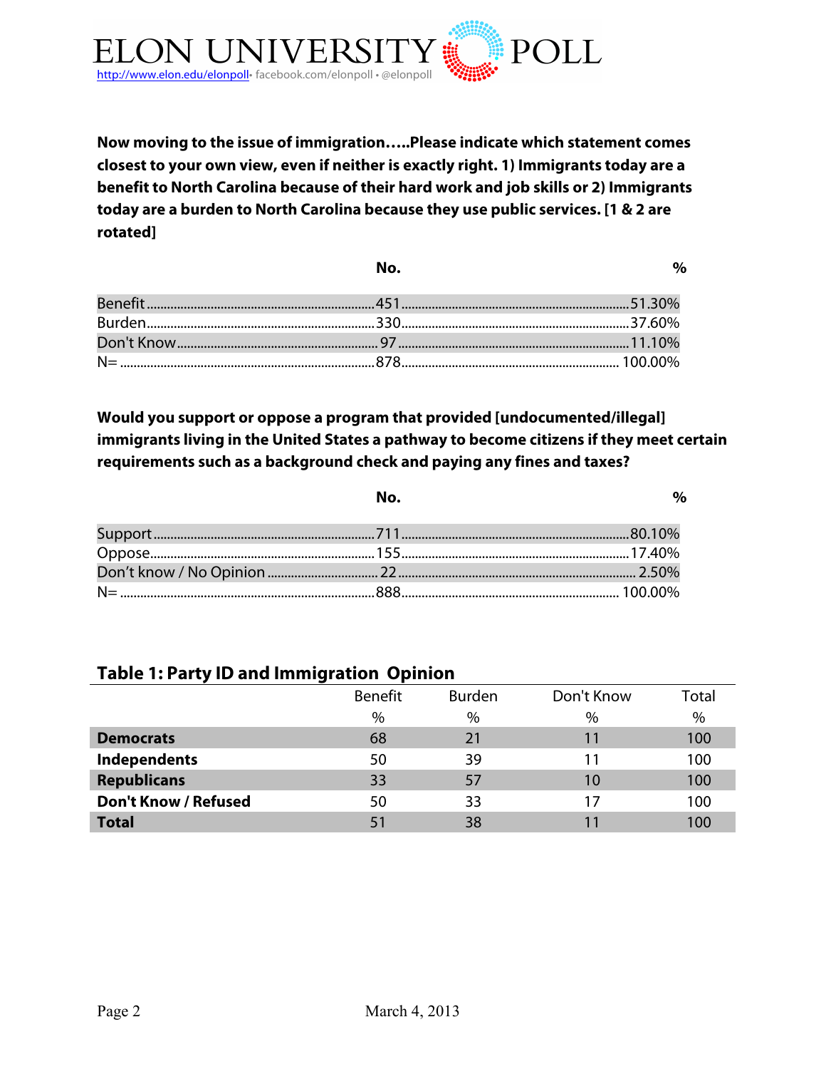**Now moving to the issue of immigration…..Please indicate which statement comes closest to your own view, even if neither is exactly right. 1) Immigrants today are a benefit to North Carolina because of their hard work and job skills or 2) Immigrants today are a burden to North Carolina because they use public services. [1 & 2 are rotated]**

| | No. | % |
|---|---|---|
| Benefit | 451 | 51.30% |
| Burden | 330 | 37.60% |
| Don't Know | 97 | 11.10% |
| N= | 878 | 100.00% |

**Would you support or oppose a program that provided [undocumented/illegal] immigrants living in the United States a pathway to become citizens if they meet certain requirements such as a background check and paying any fines and taxes?**

| | No. | % |
|---|---|---|
| Support | 711 | 80.10% |
| Oppose | 155 | 17.40% |
| Don't know / No Opinion | 22 | 2.50% |
| N= | 888 | 100.00% |

## Table 1: Party ID and Immigration Opinion

| | Benefit | Burden | Don't Know | Total |
|---|---|---|---|---|
| | % | % | % | % |
| **Democrats** | 68 | 21 | 11 | 100 |
| **Independents** | 50 | 39 | 11 | 100 |
| **Republicans** | 33 | 57 | 10 | 100 |
| **Don't Know / Refused** | 50 | 33 | 17 | 100 |
| **Total** | 51 | 38 | 11 | 100 |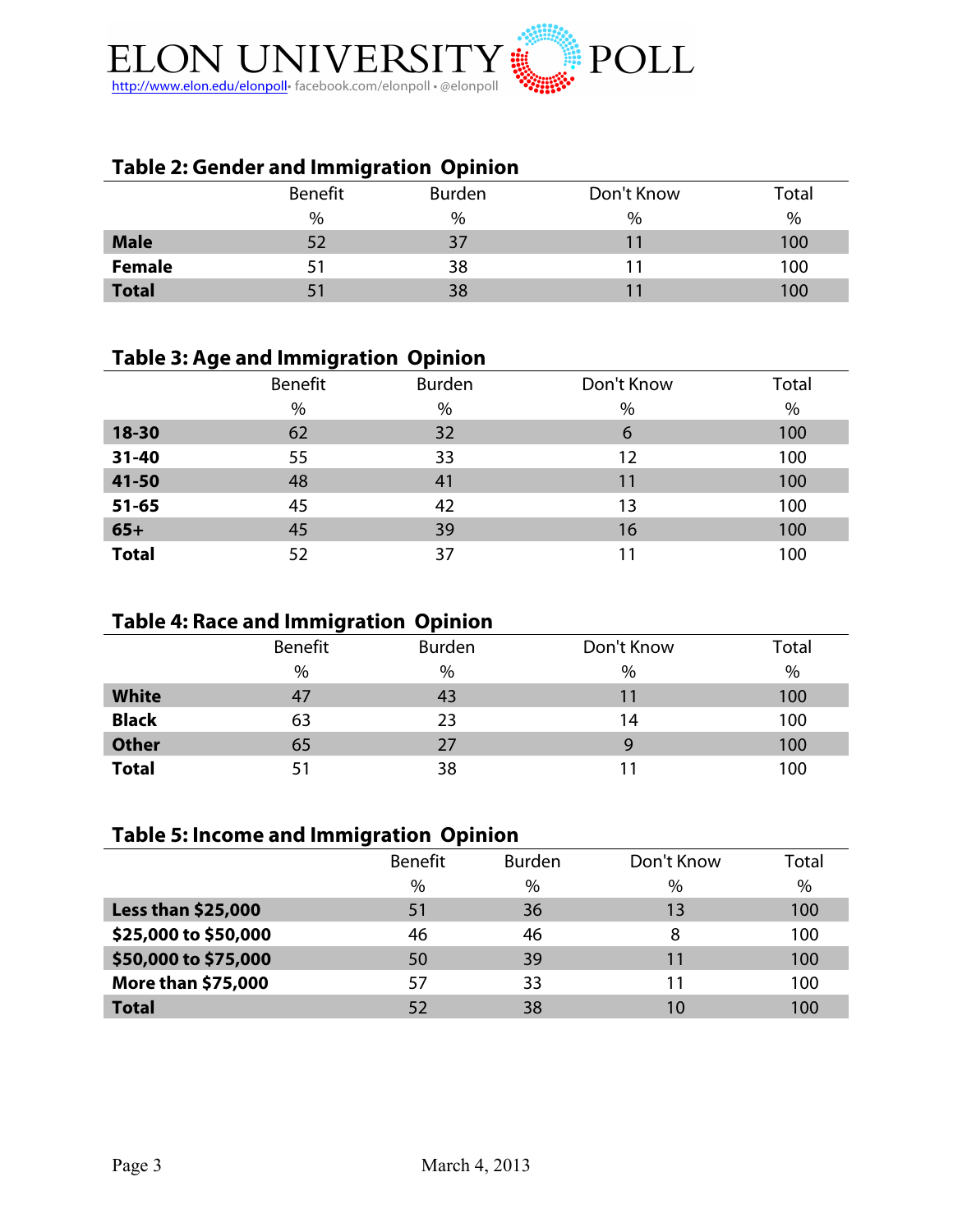### Table 2: Gender and Immigration Opinion

| | Benefit | Burden | Don't Know | Total |
|---|---|---|---|---|
| | % | % | % | % |
| **Male** | 52 | 37 | 11 | 100 |
| **Female** | 51 | 38 | 11 | 100 |
| **Total** | 51 | 38 | 11 | 100 |

### Table 3: Age and Immigration Opinion

| | Benefit | Burden | Don't Know | Total |
|---|---|---|---|---|
| | % | % | % | % |
| **18-30** | 62 | 32 | 6 | 100 |
| **31-40** | 55 | 33 | 12 | 100 |
| **41-50** | 48 | 41 | 11 | 100 |
| **51-65** | 45 | 42 | 13 | 100 |
| **65+** | 45 | 39 | 16 | 100 |
| **Total** | 52 | 37 | 11 | 100 |

### Table 4: Race and Immigration Opinion

| | Benefit | Burden | Don't Know | Total |
|---|---|---|---|---|
| | % | % | % | % |
| **White** | 47 | 43 | 11 | 100 |
| **Black** | 63 | 23 | 14 | 100 |
| **Other** | 65 | 27 | 9 | 100 |
| **Total** | 51 | 38 | 11 | 100 |

### Table 5: Income and Immigration Opinion

| | Benefit | Burden | Don't Know | Total |
|---|---|---|---|---|
| | % | % | % | % |
| **Less than $25,000** | 51 | 36 | 13 | 100 |
| **$25,000 to $50,000** | 46 | 46 | 8 | 100 |
| **$50,000 to $75,000** | 50 | 39 | 11 | 100 |
| **More than $75,000** | 57 | 33 | 11 | 100 |
| **Total** | 52 | 38 | 10 | 100 |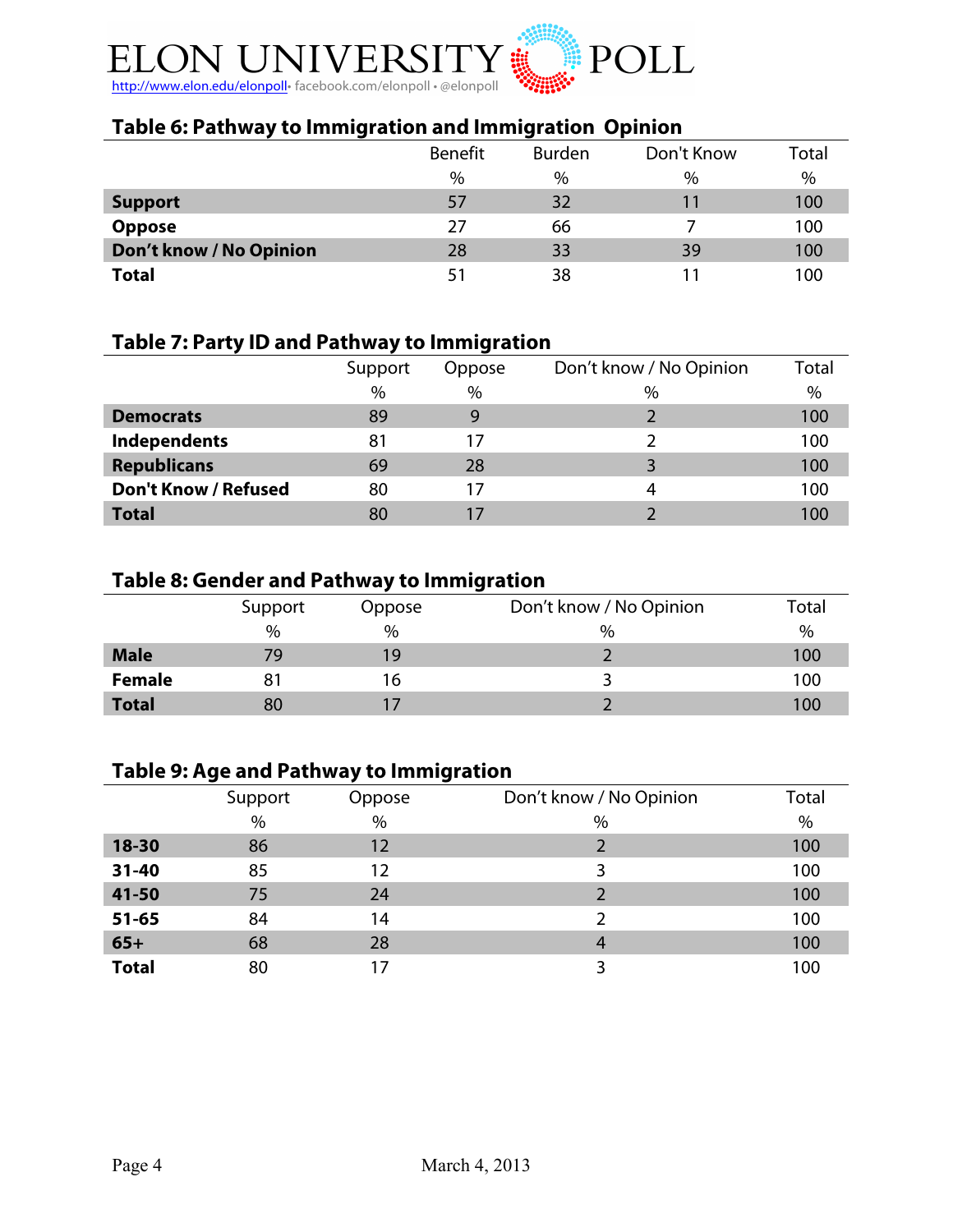ELON UNIVERSITY POLL
http://www.elon.edu/elonpoll• facebook.com/elonpoll • @elonpoll

## Table 6: Pathway to Immigration and Immigration Opinion

| | Benefit | Burden | Don't Know | Total |
|---|---|---|---|---|
| | % | % | % | % |
| **Support** | 57 | 32 | 11 | 100 |
| **Oppose** | 27 | 66 | 7 | 100 |
| **Don't know / No Opinion** | 28 | 33 | 39 | 100 |
| **Total** | 51 | 38 | 11 | 100 |

## Table 7: Party ID and Pathway to Immigration

| | Support | Oppose | Don't know / No Opinion | Total |
|---|---|---|---|---|
| | % | % | % | % |
| **Democrats** | 89 | 9 | 2 | 100 |
| **Independents** | 81 | 17 | 2 | 100 |
| **Republicans** | 69 | 28 | 3 | 100 |
| **Don't Know / Refused** | 80 | 17 | 4 | 100 |
| **Total** | 80 | 17 | 2 | 100 |

## Table 8: Gender and Pathway to Immigration

| | Support | Oppose | Don't know / No Opinion | Total |
|---|---|---|---|---|
| | % | % | % | % |
| **Male** | 79 | 19 | 2 | 100 |
| **Female** | 81 | 16 | 3 | 100 |
| **Total** | 80 | 17 | 2 | 100 |

## Table 9: Age and Pathway to Immigration

| | Support | Oppose | Don't know / No Opinion | Total |
|---|---|---|---|---|
| | % | % | % | % |
| **18-30** | 86 | 12 | 2 | 100 |
| **31-40** | 85 | 12 | 3 | 100 |
| **41-50** | 75 | 24 | 2 | 100 |
| **51-65** | 84 | 14 | 2 | 100 |
| **65+** | 68 | 28 | 4 | 100 |
| **Total** | 80 | 17 | 3 | 100 |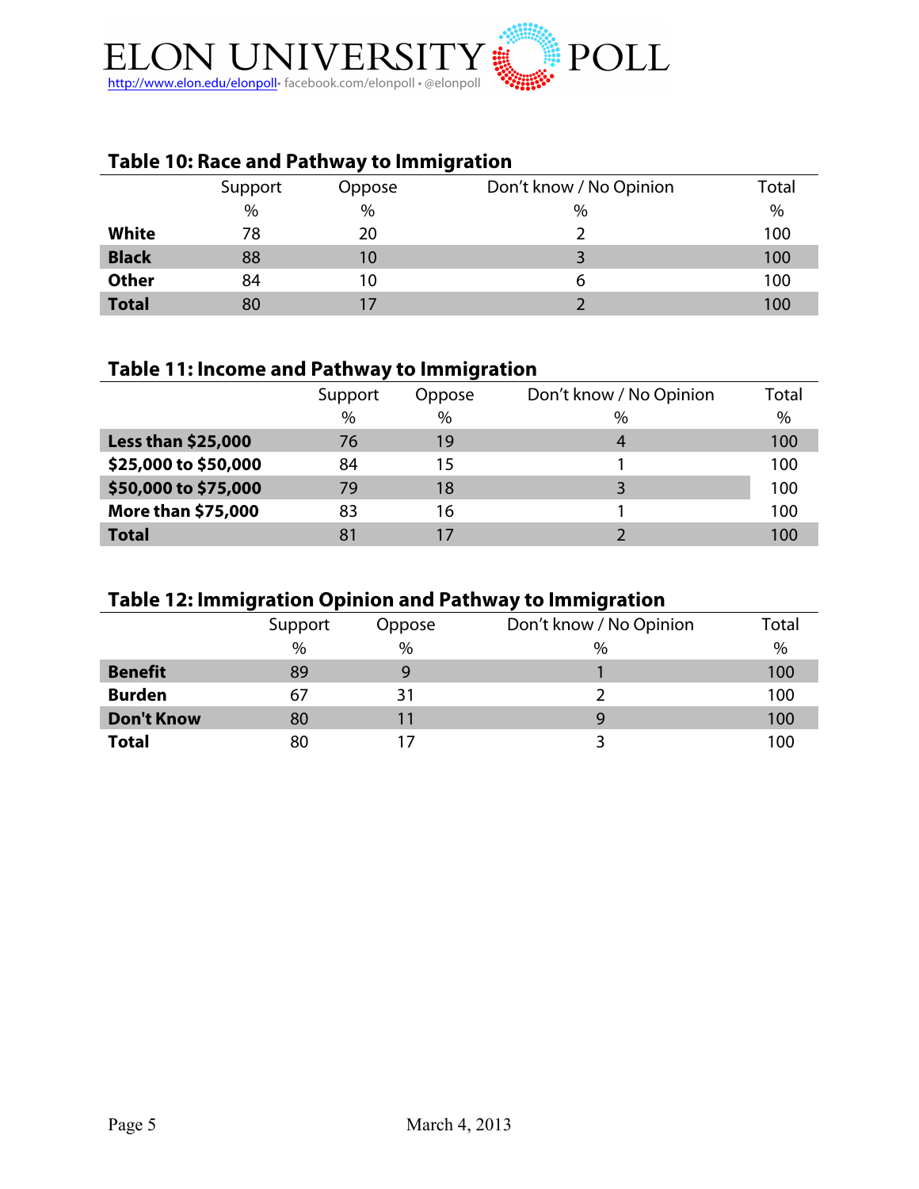### Table 10: Race and Pathway to Immigration

| | Support | Oppose | Don't know / No Opinion | Total |
|---|---|---|---|---|
| | % | % | % | % |
| **White** | 78 | 20 | 2 | 100 |
| **Black** | 88 | 10 | 3 | 100 |
| **Other** | 84 | 10 | 6 | 100 |
| **Total** | 80 | 17 | 2 | 100 |

### Table 11: Income and Pathway to Immigration

| | Support | Oppose | Don't know / No Opinion | Total |
|---|---|---|---|---|
| | % | % | % | % |
| **Less than $25,000** | 76 | 19 | 4 | 100 |
| **$25,000 to $50,000** | 84 | 15 | 1 | 100 |
| **$50,000 to $75,000** | 79 | 18 | 3 | 100 |
| **More than $75,000** | 83 | 16 | 1 | 100 |
| **Total** | 81 | 17 | 2 | 100 |

### Table 12: Immigration Opinion and Pathway to Immigration

| | Support | Oppose | Don't know / No Opinion | Total |
|---|---|---|---|---|
| | % | % | % | % |
| **Benefit** | 89 | 9 | 1 | 100 |
| **Burden** | 67 | 31 | 2 | 100 |
| **Don't Know** | 80 | 11 | 9 | 100 |
| **Total** | 80 | 17 | 3 | 100 |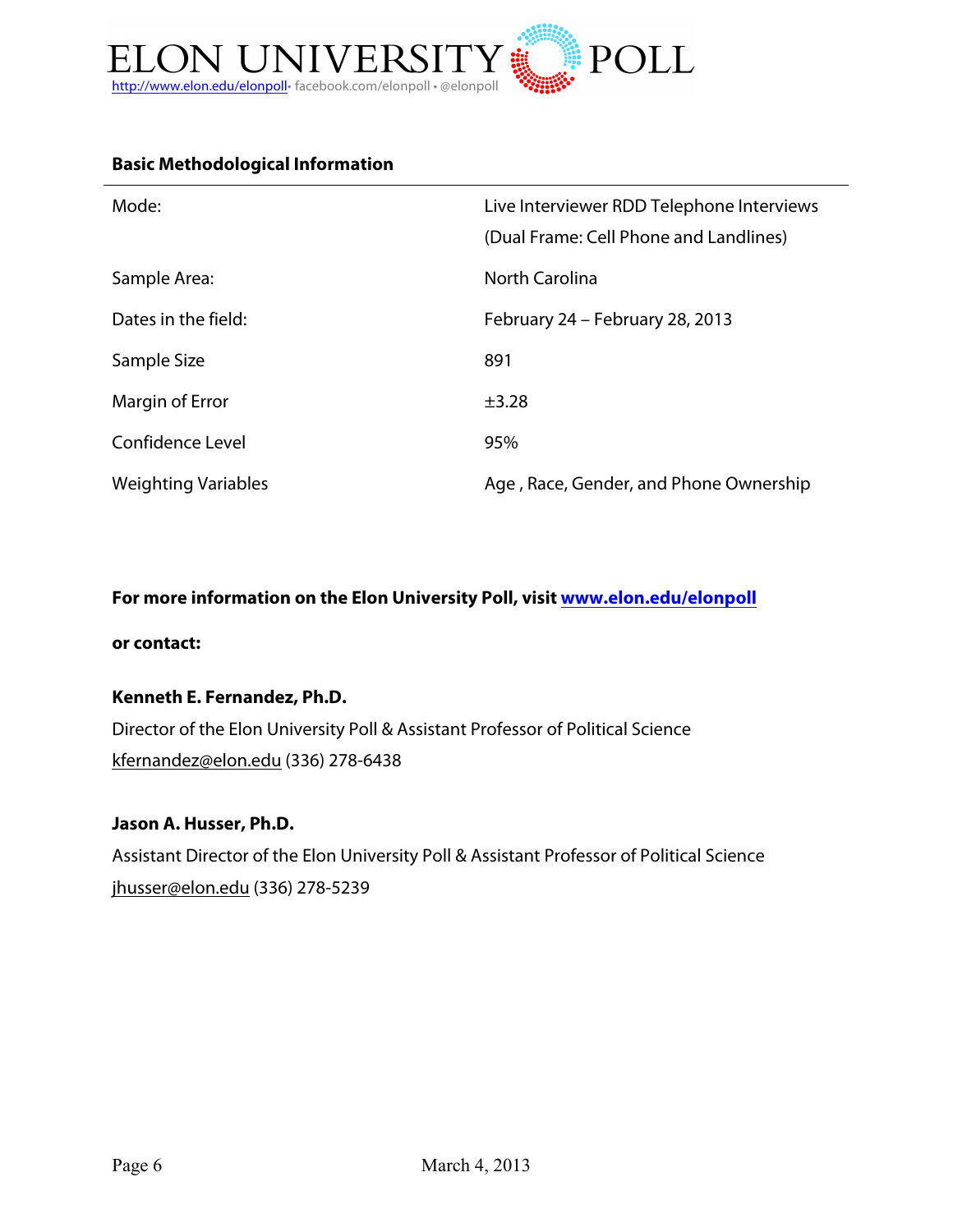ELON UNIVERSITY POLL
http://www.elon.edu/elonpoll • facebook.com/elonpoll • @elonpoll

**Basic Methodological Information**

| | |
|---|---|
| Mode: | Live Interviewer RDD Telephone Interviews (Dual Frame: Cell Phone and Landlines) |
| Sample Area: | North Carolina |
| Dates in the field: | February 24 – February 28, 2013 |
| Sample Size | 891 |
| Margin of Error | ±3.28 |
| Confidence Level | 95% |
| Weighting Variables | Age , Race, Gender, and Phone Ownership |

**For more information on the Elon University Poll, visit www.elon.edu/elonpoll**

**or contact:**

**Kenneth E. Fernandez, Ph.D.**
Director of the Elon University Poll & Assistant Professor of Political Science
kfernandez@elon.edu (336) 278-6438

**Jason A. Husser, Ph.D.**
Assistant Director of the Elon University Poll & Assistant Professor of Political Science
jhusser@elon.edu (336) 278-5239

March 4, 2013